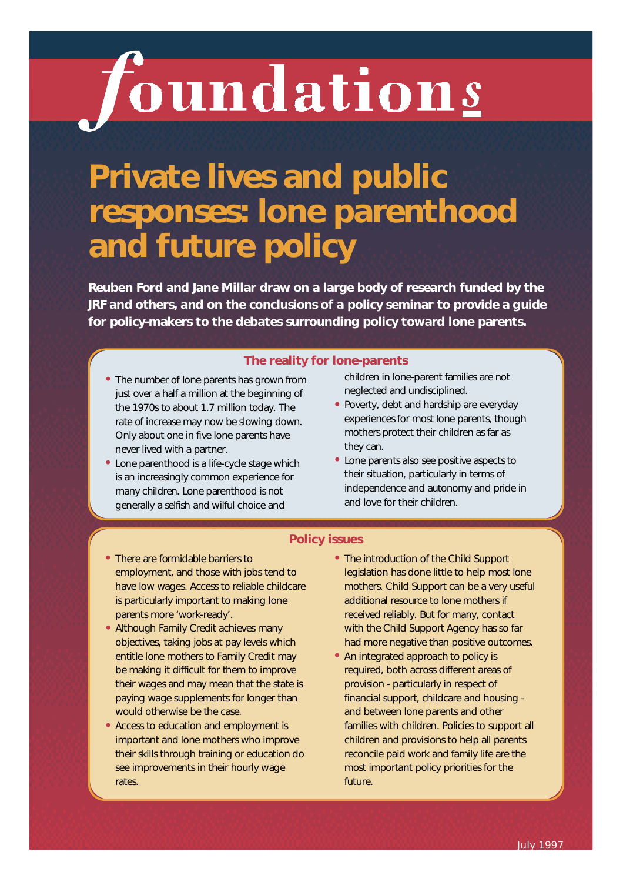# foundations

# Private lives and public responses: lone parenthood and future policy

**Reuben Ford and Jane Millar draw on a large body of research funded by the JRF and others, and on the conclusions of a policy seminar to provide a guide for policy-makers to the debates surrounding policy toward lone parents.**

## The reality for lone-parents

- The number of lone parents has grown from just over a half a million at the beginning of the 1970s to about 1.7 million today. The rate of increase may now be slowing down. Only about one in five lone parents have never lived with a partner.
- Lone parenthood is a life-cycle stage which is an increasingly common experience for many children. Lone parenthood is not generally a selfish and wilful choice and children in lone-parent families are not neglected and undisciplined.
- Poverty, debt and hardship are everyday experiences for most lone parents, though mothers protect their children as far as they can.
- Lone parents also see positive aspects to their situation, particularly in terms of independence and autonomy and pride in and love for their children.

## Policy issues

- There are formidable barriers to employment, and those with jobs tend to have low wages. Access to reliable childcare is particularly important to making lone parents more 'work-ready'.
- Although Family Credit achieves many objectives, taking jobs at pay levels which entitle lone mothers to Family Credit may be making it difficult for them to improve their wages and may mean that the state is paying wage supplements for longer than would otherwise be the case.
- Access to education and employment is important and lone mothers who improve their skills through training or education do see improvements in their hourly wage rates.
- The introduction of the Child Support legislation has done little to help most lone mothers. Child Support can be a very useful additional resource to lone mothers if received reliably. But for many, contact with the Child Support Agency has so far had more negative than positive outcomes.
- An integrated approach to policy is required, both across different areas of provision - particularly in respect of financial support, childcare and housing - and between lone parents and other families with children. Policies to support all children and provisions to help all parents reconcile paid work and family life are the most important policy priorities for the future.

July 1997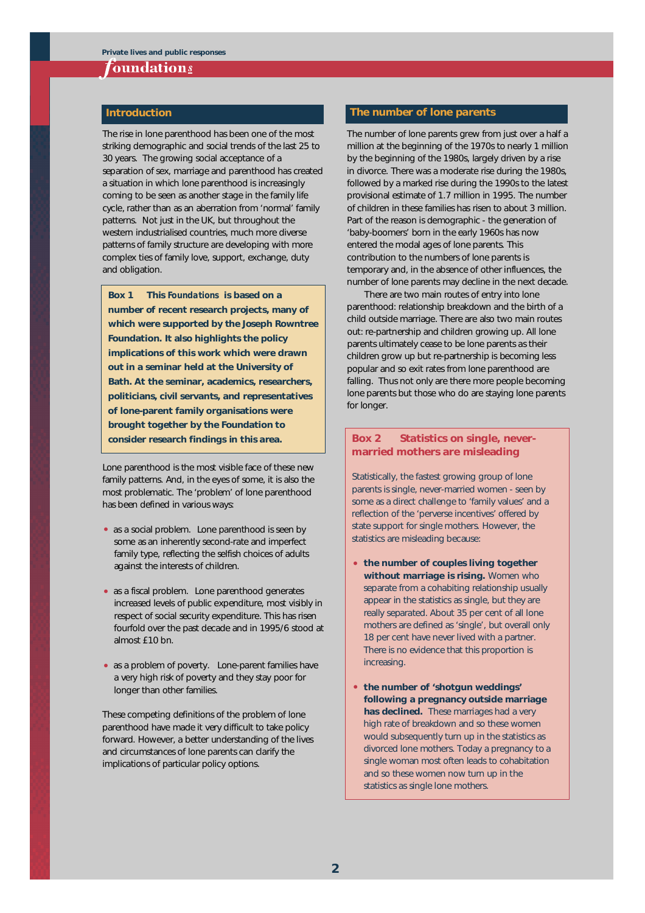## Introduction

The rise in lone parenthood has been one of the most striking demographic and social trends of the last 25 to 30 years. The growing social acceptance of a separation of sex, marriage and parenthood has created a situation in which lone parenthood is increasingly coming to be seen as another stage in the family life cycle, rather than as an aberration from 'normal' family patterns. Not just in the UK, but throughout the western industrialised countries, much more diverse patterns of family structure are developing with more complex ties of family love, support, exchange, duty and obligation.

> **Box 1 This *Foundations* is based on a number of recent research projects, many of which were supported by the Joseph Rowntree Foundation. It also highlights the policy implications of this work which were drawn out in a seminar held at the University of Bath. At the seminar, academics, researchers, politicians, civil servants, and representatives of lone-parent family organisations were brought together by the Foundation to consider research findings in this area.**

Lone parenthood is the most visible face of these new family patterns. And, in the eyes of some, it is also the most problematic. The 'problem' of lone parenthood has been defined in various ways:

- as a social problem. Lone parenthood is seen by some as an inherently second-rate and imperfect family type, reflecting the selfish choices of adults against the interests of children.
- as a fiscal problem. Lone parenthood generates increased levels of public expenditure, most visibly in respect of social security expenditure. This has risen fourfold over the past decade and in 1995/6 stood at almost £10 bn.
- as a problem of poverty. Lone-parent families have a very high risk of poverty and they stay poor for longer than other families.

These competing definitions of the problem of lone parenthood have made it very difficult to take policy forward. However, a better understanding of the lives and circumstances of lone parents can clarify the implications of particular policy options.

## The number of lone parents

The number of lone parents grew from just over a half a million at the beginning of the 1970s to nearly 1 million by the beginning of the 1980s, largely driven by a rise in divorce. There was a moderate rise during the 1980s, followed by a marked rise during the 1990s to the latest provisional estimate of 1.7 million in 1995. The number of children in these families has risen to about 3 million. Part of the reason is demographic - the generation of 'baby-boomers' born in the early 1960s has now entered the modal ages of lone parents. This contribution to the numbers of lone parents is temporary and, in the absence of other influences, the number of lone parents may decline in the next decade.

There are two main routes of entry into lone parenthood: relationship breakdown and the birth of a child outside marriage. There are also two main routes out: re-partnership and children growing up. All lone parents ultimately cease to be lone parents as their children grow up but re-partnership is becoming less popular and so exit rates from lone parenthood are falling. Thus not only are there more people becoming lone parents but those who do are staying lone parents for longer.

> **Box 2 Statistics on single, never-married mothers are misleading**
>
> Statistically, the fastest growing group of lone parents is single, never-married women - seen by some as a direct challenge to 'family values' and a reflection of the 'perverse incentives' offered by state support for single mothers. However, the statistics are misleading because:
>
> - **the number of couples living together without marriage is rising.** Women who separate from a cohabiting relationship usually appear in the statistics as single, but they are really separated. About 35 per cent of all lone mothers are defined as 'single', but overall only 18 per cent have never lived with a partner. There is no evidence that this proportion is increasing.
> - **the number of 'shotgun weddings' following a pregnancy outside marriage has declined.** These marriages had a very high rate of breakdown and so these women would subsequently turn up in the statistics as divorced lone mothers. Today a pregnancy to a single woman most often leads to cohabitation and so these women now turn up in the statistics as single lone mothers.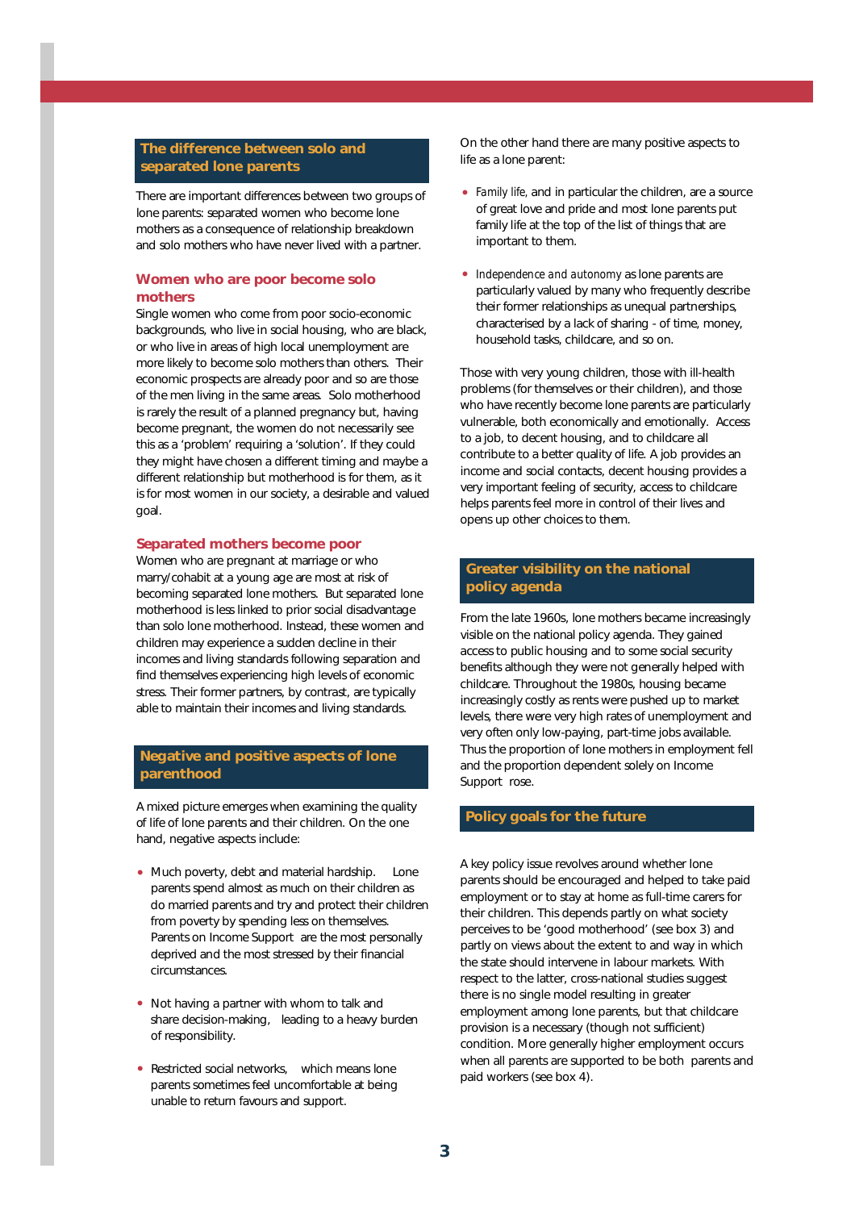## The difference between solo and separated lone parents

There are important differences between two groups of lone parents: separated women who become lone mothers as a consequence of relationship breakdown and solo mothers who have never lived with a partner.

### Women who are poor become solo mothers

Single women who come from poor socio-economic backgrounds, who live in social housing, who are black, or who live in areas of high local unemployment are more likely to become solo mothers than others. Their economic prospects are already poor and so are those of the men living in the same areas. Solo motherhood is rarely the result of a planned pregnancy but, having become pregnant, the women do not necessarily see this as a 'problem' requiring a 'solution'. If they could they might have chosen a different timing and maybe a different relationship but motherhood is for them, as it is for most women in our society, a desirable and valued goal.

### Separated mothers become poor

Women who are pregnant at marriage or who marry/cohabit at a young age are most at risk of becoming separated lone mothers. But separated lone motherhood is less linked to prior social disadvantage than solo lone motherhood. Instead, these women and children may experience a sudden decline in their incomes and living standards following separation and find themselves experiencing high levels of economic stress. Their former partners, by contrast, are typically able to maintain their incomes and living standards.

## Negative and positive aspects of lone parenthood

A mixed picture emerges when examining the quality of life of lone parents and their children. On the one hand, negative aspects include:

- Much poverty, debt and material hardship. Lone parents spend almost as much on their children as do married parents and try and protect their children from poverty by spending less on themselves. Parents on Income Support are the most personally deprived and the most stressed by their financial circumstances.
- Not having a partner with whom to talk and share decision-making, leading to a heavy burden of responsibility.
- Restricted social networks, which means lone parents sometimes feel uncomfortable at being unable to return favours and support.

On the other hand there are many positive aspects to life as a lone parent:

- *Family life*, and in particular the children, are a source of great love and pride and most lone parents put family life at the top of the list of things that are important to them.
- *Independence and autonomy* as lone parents are particularly valued by many who frequently describe their former relationships as unequal partnerships, characterised by a lack of sharing - of time, money, household tasks, childcare, and so on.

Those with very young children, those with ill-health problems (for themselves or their children), and those who have recently become lone parents are particularly vulnerable, both economically and emotionally. Access to a job, to decent housing, and to childcare all contribute to a better quality of life. A job provides an income and social contacts, decent housing provides a very important feeling of security, access to childcare helps parents feel more in control of their lives and opens up other choices to them.

## Greater visibility on the national policy agenda

From the late 1960s, lone mothers became increasingly visible on the national policy agenda. They gained access to public housing and to some social security benefits although they were not generally helped with childcare. Throughout the 1980s, housing became increasingly costly as rents were pushed up to market levels, there were very high rates of unemployment and very often only low-paying, part-time jobs available. Thus the proportion of lone mothers in employment fell and the proportion dependent solely on Income Support rose.

## Policy goals for the future

A key policy issue revolves around whether lone parents should be encouraged and helped to take paid employment or to stay at home as full-time carers for their children. This depends partly on what society perceives to be 'good motherhood' (see box 3) and partly on views about the extent to and way in which the state should intervene in labour markets. With respect to the latter, cross-national studies suggest there is no single model resulting in greater employment among lone parents, but that childcare provision is a necessary (though not sufficient) condition. More generally higher employment occurs when all parents are supported to be both parents and paid workers (see box 4).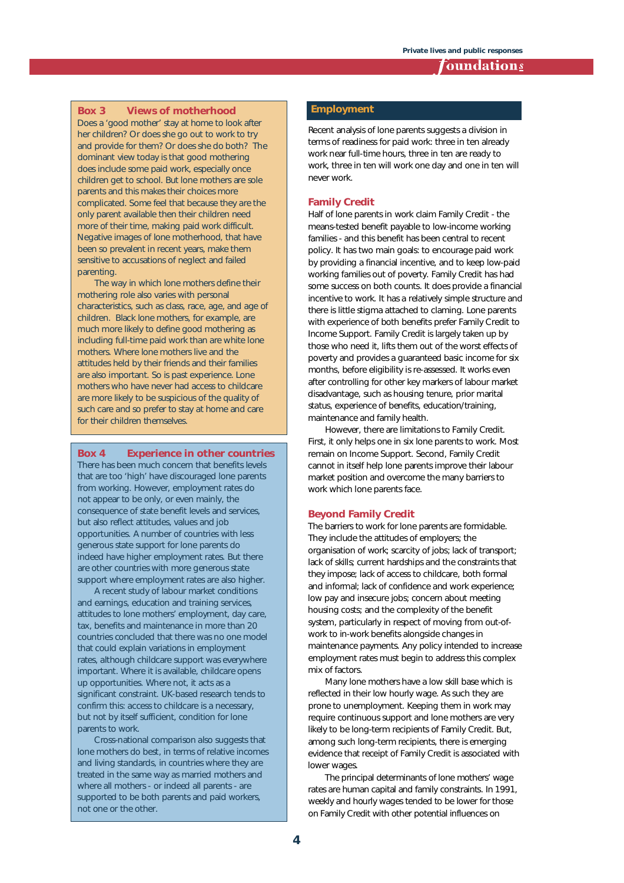### Box 3 Views of motherhood

Does a 'good mother' stay at home to look after her children? Or does she go out to work to try and provide for them? Or does she do both? The dominant view today is that good mothering does include some paid work, especially once children get to school. But lone mothers are sole parents and this makes their choices more complicated. Some feel that because they are the only parent available then their children need more of their time, making paid work difficult. Negative images of lone motherhood, that have been so prevalent in recent years, make them sensitive to accusations of neglect and failed parenting.

The way in which lone mothers define their mothering role also varies with personal characteristics, such as class, race, age, and age of children. Black lone mothers, for example, are much more likely to define good mothering as including full-time paid work than are white lone mothers. Where lone mothers live and the attitudes held by their friends and their families are also important. So is past experience. Lone mothers who have never had access to childcare are more likely to be suspicious of the quality of such care and so prefer to stay at home and care for their children themselves.

### Box 4 Experience in other countries

There has been much concern that benefits levels that are too 'high' have discouraged lone parents from working. However, employment rates do not appear to be only, or even mainly, the consequence of state benefit levels and services, but also reflect attitudes, values and job opportunities. A number of countries with less generous state support for lone parents do indeed have higher employment rates. But there are other countries with more generous state support where employment rates are also higher.

A recent study of labour market conditions and earnings, education and training services, attitudes to lone mothers' employment, day care, tax, benefits and maintenance in more than 20 countries concluded that there was no one model that could explain variations in employment rates, although childcare support was everywhere important. Where it is available, childcare opens up opportunities. Where not, it acts as a significant constraint. UK-based research tends to confirm this: access to childcare is a necessary, but not by itself sufficient, condition for lone parents to work.

Cross-national comparison also suggests that lone mothers do best, in terms of relative incomes and living standards, in countries where they are treated in the same way as married mothers and where all mothers - or indeed all parents - are supported to be both parents and paid workers, not one or the other.

## Employment

Recent analysis of lone parents suggests a division in terms of readiness for paid work: three in ten already work near full-time hours, three in ten are ready to work, three in ten will work one day and one in ten will never work.

### Family Credit

Half of lone parents in work claim Family Credit - the means-tested benefit payable to low-income working families - and this benefit has been central to recent policy. It has two main goals: to encourage paid work by providing a financial incentive, and to keep low-paid working families out of poverty. Family Credit has had some success on both counts. It does provide a financial incentive to work. It has a relatively simple structure and there is little stigma attached to claming. Lone parents with experience of both benefits prefer Family Credit to Income Support. Family Credit is largely taken up by those who need it, lifts them out of the worst effects of poverty and provides a guaranteed basic income for six months, before eligibility is re-assessed. It works even after controlling for other key markers of labour market disadvantage, such as housing tenure, prior marital status, experience of benefits, education/training, maintenance and family health.

However, there are limitations to Family Credit. First, it only helps one in six lone parents to work. Most remain on Income Support. Second, Family Credit cannot in itself help lone parents improve their labour market position and overcome the many barriers to work which lone parents face.

### Beyond Family Credit

The barriers to work for lone parents are formidable. They include the attitudes of employers; the organisation of work; scarcity of jobs; lack of transport; lack of skills; current hardships and the constraints that they impose; lack of access to childcare, both formal and informal; lack of confidence and work experience; low pay and insecure jobs; concern about meeting housing costs; and the complexity of the benefit system, particularly in respect of moving from out-of-work to in-work benefits alongside changes in maintenance payments. Any policy intended to increase employment rates must begin to address this complex mix of factors.

Many lone mothers have a low skill base which is reflected in their low hourly wage. As such they are prone to unemployment. Keeping them in work may require continuous support and lone mothers are very likely to be long-term recipients of Family Credit. But, among such long-term recipients, there is emerging evidence that receipt of Family Credit is associated with lower wages.

The principal determinants of lone mothers' wage rates are human capital and family constraints. In 1991, weekly and hourly wages tended to be lower for those on Family Credit with other potential influences on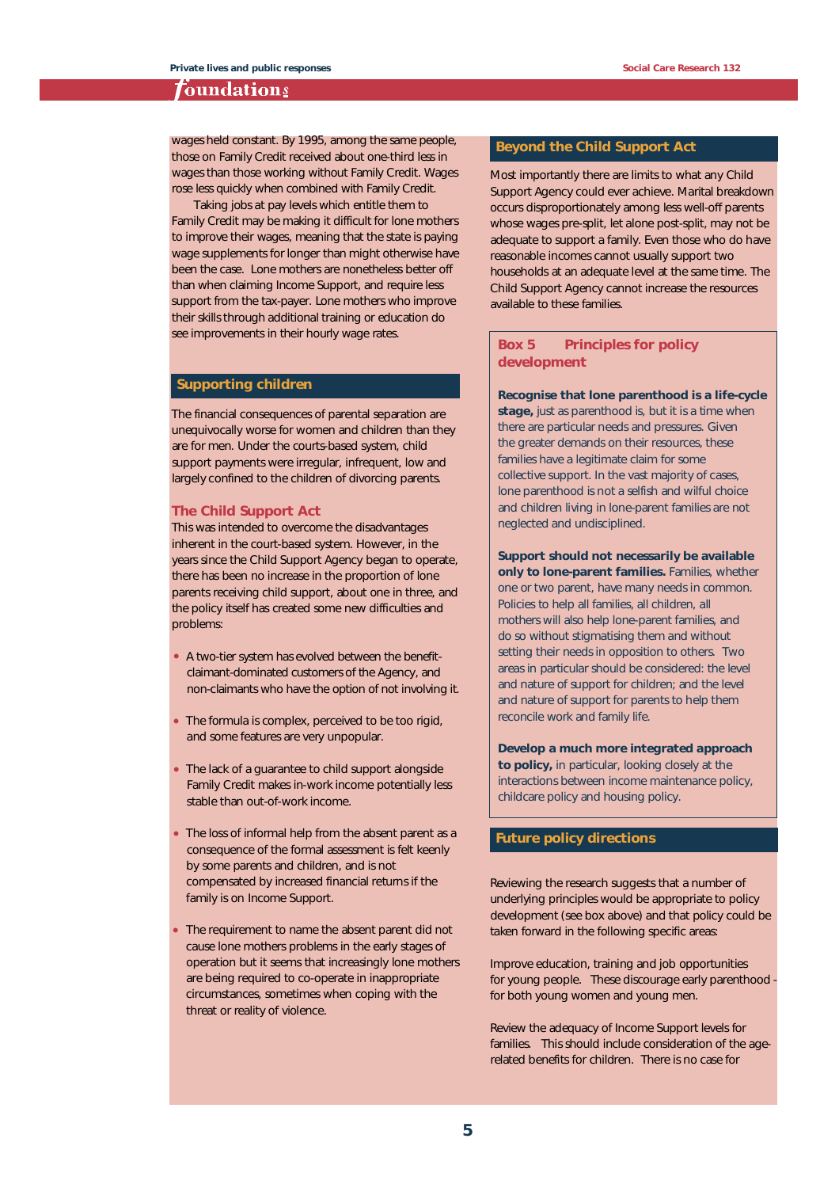wages held constant. By 1995, among the same people, those on Family Credit received about one-third less in wages than those working without Family Credit. Wages rose less quickly when combined with Family Credit.

Taking jobs at pay levels which entitle them to Family Credit may be making it difficult for lone mothers to improve their wages, meaning that the state is paying wage supplements for longer than might otherwise have been the case. Lone mothers are nonetheless better off than when claiming Income Support, and require less support from the tax-payer. Lone mothers who improve their skills through additional training or education do see improvements in their hourly wage rates.

## Supporting children

The financial consequences of parental separation are unequivocally worse for women and children than they are for men. Under the courts-based system, child support payments were irregular, infrequent, low and largely confined to the children of divorcing parents.

### The Child Support Act

This was intended to overcome the disadvantages inherent in the court-based system. However, in the years since the Child Support Agency began to operate, there has been no increase in the proportion of lone parents receiving child support, about one in three, and the policy itself has created some new difficulties and problems:

- A two-tier system has evolved between the benefit-claimant-dominated customers of the Agency, and non-claimants who have the option of not involving it.
- The formula is complex, perceived to be too rigid, and some features are very unpopular.
- The lack of a guarantee to child support alongside Family Credit makes in-work income potentially less stable than out-of-work income.
- The loss of informal help from the absent parent as a consequence of the formal assessment is felt keenly by some parents and children, and is not compensated by increased financial returns if the family is on Income Support.
- The requirement to name the absent parent did not cause lone mothers problems in the early stages of operation but it seems that increasingly lone mothers are being required to co-operate in inappropriate circumstances, sometimes when coping with the threat or reality of violence.

## Beyond the Child Support Act

Most importantly there are limits to what any Child Support Agency could ever achieve. Marital breakdown occurs disproportionately among less well-off parents whose wages pre-split, let alone post-split, may not be adequate to support a family. Even those who do have reasonable incomes cannot usually support two households at an adequate level at the same time. The Child Support Agency cannot increase the resources available to these families.

### Box 5 Principles for policy development

**Recognise that lone parenthood is a life-cycle stage,** just as parenthood is, but it is a time when there are particular needs and pressures. Given the greater demands on their resources, these families have a legitimate claim for some collective support. In the vast majority of cases, lone parenthood is not a selfish and wilful choice and children living in lone-parent families are not neglected and undisciplined.

**Support should not necessarily be available only to lone-parent families.** Families, whether one or two parent, have many needs in common. Policies to help all families, all children, all mothers will also help lone-parent families, and do so without stigmatising them and without setting their needs in opposition to others. Two areas in particular should be considered: the level and nature of support for children; and the level and nature of support for parents to help them reconcile work and family life.

**Develop a much more integrated approach to policy,** in particular, looking closely at the interactions between income maintenance policy, childcare policy and housing policy.

## Future policy directions

Reviewing the research suggests that a number of underlying principles would be appropriate to policy development (see box above) and that policy could be taken forward in the following specific areas:

Improve education, training and job opportunities for young people. These discourage early parenthood - for both young women and young men.

Review the adequacy of Income Support levels for families. This should include consideration of the age-related benefits for children. There is no case for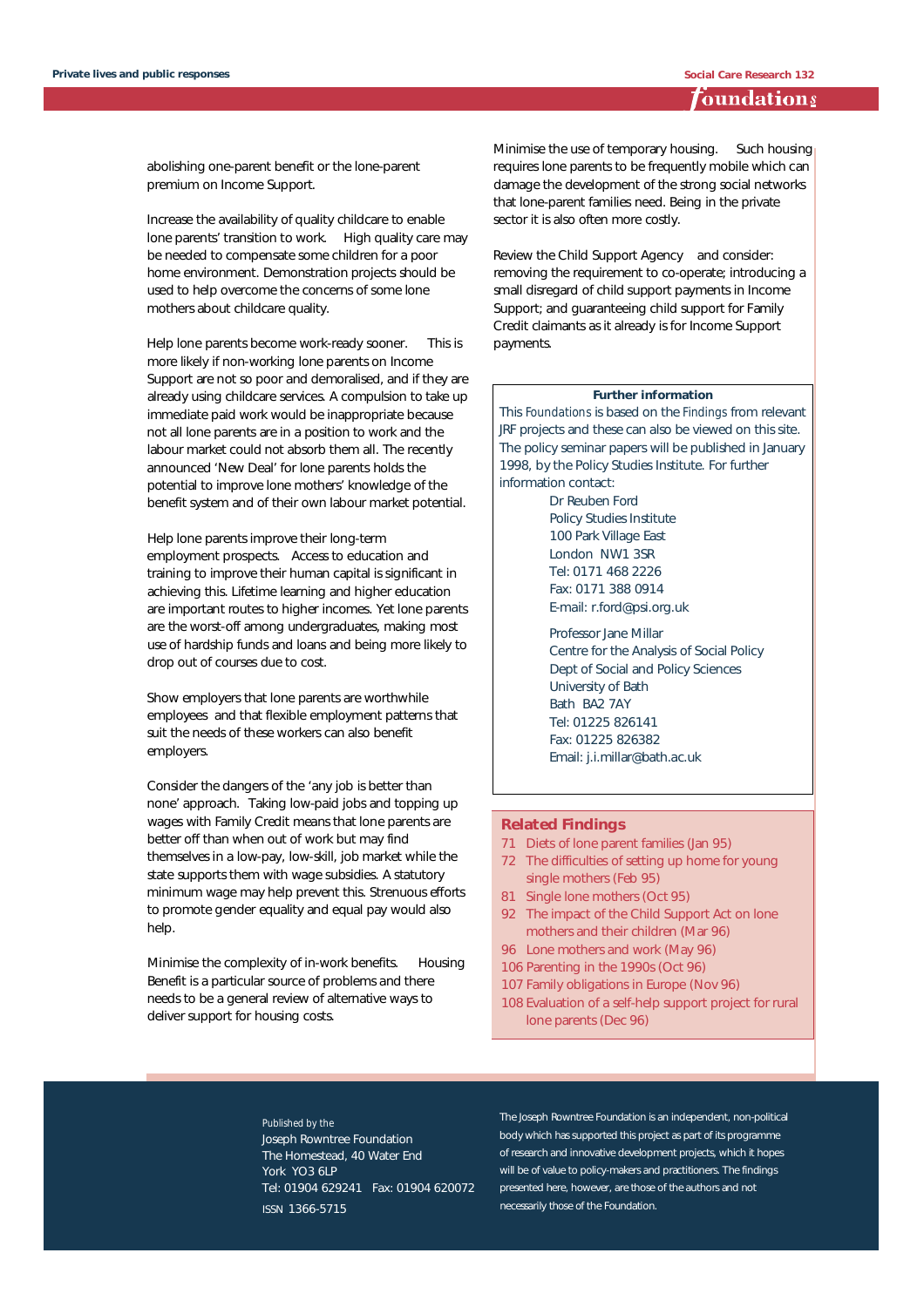abolishing one-parent benefit or the lone-parent premium on Income Support.

**Increase the availability of quality childcare to enable lone parents' transition to work.** High quality care may be needed to compensate some children for a poor home environment. Demonstration projects should be used to help overcome the concerns of some lone mothers about childcare quality.

**Help lone parents become work-ready sooner.** This is more likely if non-working lone parents on Income Support are not so poor and demoralised, and if they are already using childcare services. A compulsion to take up immediate paid work would be inappropriate because not all lone parents are in a position to work and the labour market could not absorb them all. The recently announced 'New Deal' for lone parents holds the potential to improve lone mothers' knowledge of the benefit system and of their own labour market potential.

**Help lone parents improve their long-term employment prospects.** Access to education and training to improve their human capital is significant in achieving this. Lifetime learning and higher education are important routes to higher incomes. Yet lone parents are the worst-off among undergraduates, making most use of hardship funds and loans and being more likely to drop out of courses due to cost.

**Show employers that lone parents are worthwhile employees** and that flexible employment patterns that suit the needs of these workers can also benefit employers.

**Consider the dangers of the 'any job is better than none' approach.** Taking low-paid jobs and topping up wages with Family Credit means that lone parents are better off than when out of work but may find themselves in a low-pay, low-skill, job market while the state supports them with wage subsidies. A statutory minimum wage may help prevent this. Strenuous efforts to promote gender equality and equal pay would also help.

**Minimise the complexity of in-work benefits.** Housing Benefit is a particular source of problems and there needs to be a general review of alternative ways to deliver support for housing costs.

**Minimise the use of temporary housing.** Such housing requires lone parents to be frequently mobile which can damage the development of the strong social networks that lone-parent families need. Being in the private sector it is also often more costly.

**Review the Child Support Agency** and consider: removing the requirement to co-operate; introducing a small disregard of child support payments in Income Support; and guaranteeing child support for Family Credit claimants as it already is for Income Support payments.

### Further information

This *Foundations* is based on the *Findings* from relevant JRF projects and these can also be viewed on this site. The policy seminar papers will be published in January 1998, by the Policy Studies Institute. For further information contact:

Dr Reuben Ford
Policy Studies Institute
100 Park Village East
London NW1 3SR
Tel: 0171 468 2226
Fax: 0171 388 0914
E-mail: r.ford@psi.org.uk

Professor Jane Millar
Centre for the Analysis of Social Policy
Dept of Social and Policy Sciences
University of Bath
Bath BA2 7AY
Tel: 01225 826141
Fax: 01225 826382
Email: j.i.millar@bath.ac.uk

### Related Findings

71 Diets of lone parent families (Jan 95)
72 The difficulties of setting up home for young single mothers (Feb 95)
81 Single lone mothers (Oct 95)
92 The impact of the Child Support Act on lone mothers and their children (Mar 96)
96 Lone mothers and work (May 96)
106 Parenting in the 1990s (Oct 96)
107 Family obligations in Europe (Nov 96)
108 Evaluation of a self-help support project for rural lone parents (Dec 96)

*Published by the*
Joseph Rowntree Foundation
The Homestead, 40 Water End
York YO3 6LP
Tel: 01904 629241 Fax: 01904 620072
ISSN 1366-5715

The Joseph Rowntree Foundation is an independent, non-political body which has supported this project as part of its programme of research and innovative development projects, which it hopes will be of value to policy-makers and practitioners. The findings presented here, however, are those of the authors and not necessarily those of the Foundation.